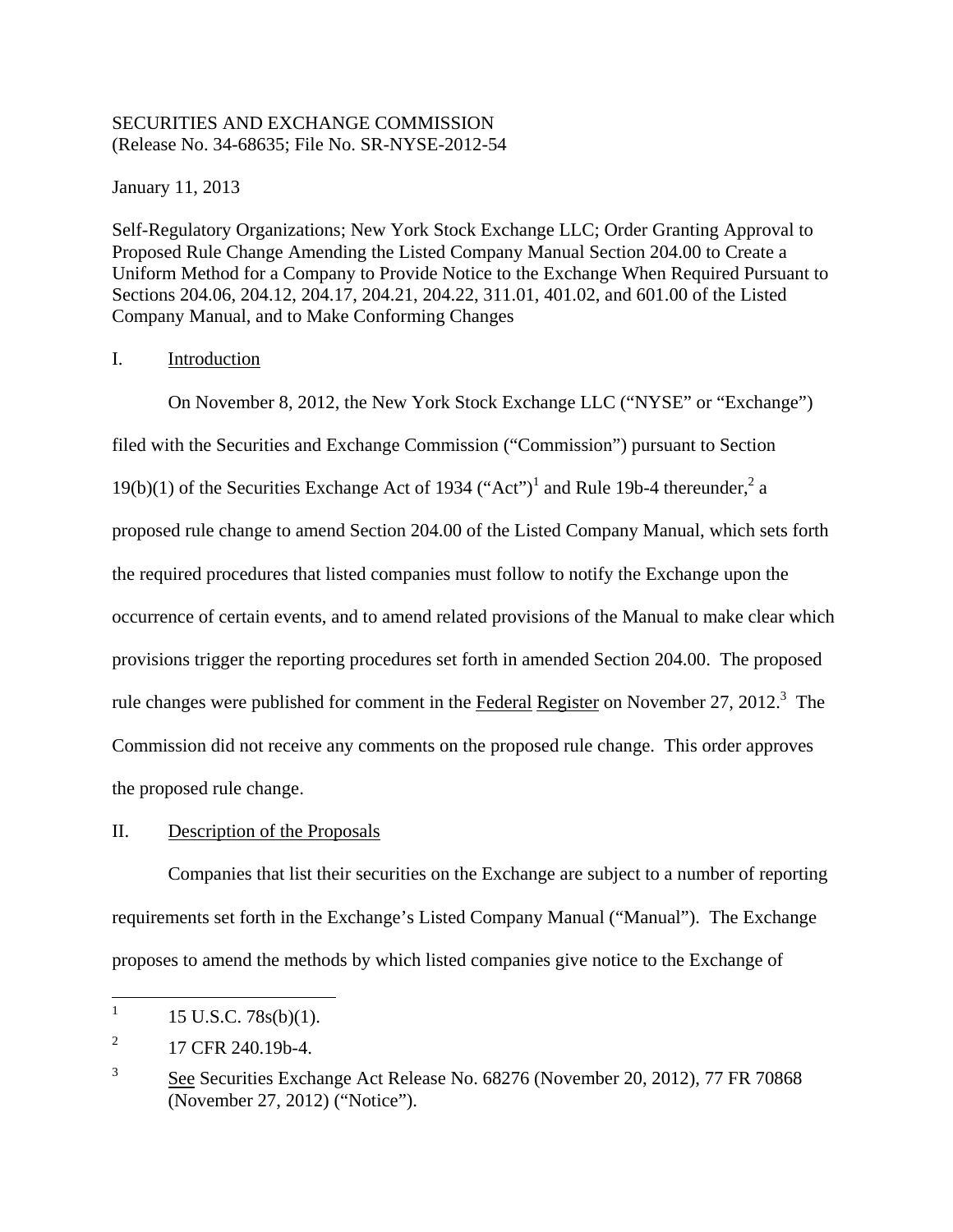SECURITIES AND EXCHANGE COMMISSION
(Release No. 34-68635; File No. SR-NYSE-2012-54

January 11, 2013

Self-Regulatory Organizations; New York Stock Exchange LLC; Order Granting Approval to Proposed Rule Change Amending the Listed Company Manual Section 204.00 to Create a Uniform Method for a Company to Provide Notice to the Exchange When Required Pursuant to Sections 204.06, 204.12, 204.17, 204.21, 204.22, 311.01, 401.02, and 601.00 of the Listed Company Manual, and to Make Conforming Changes

## I. Introduction

On November 8, 2012, the New York Stock Exchange LLC ("NYSE" or "Exchange") filed with the Securities and Exchange Commission ("Commission") pursuant to Section 19(b)(1) of the Securities Exchange Act of 1934 ("Act")[1] and Rule 19b-4 thereunder,[2] a proposed rule change to amend Section 204.00 of the Listed Company Manual, which sets forth the required procedures that listed companies must follow to notify the Exchange upon the occurrence of certain events, and to amend related provisions of the Manual to make clear which provisions trigger the reporting procedures set forth in amended Section 204.00. The proposed rule changes were published for comment in the Federal Register on November 27, 2012.[3] The Commission did not receive any comments on the proposed rule change. This order approves the proposed rule change.

## II. Description of the Proposals

Companies that list their securities on the Exchange are subject to a number of reporting requirements set forth in the Exchange's Listed Company Manual ("Manual"). The Exchange proposes to amend the methods by which listed companies give notice to the Exchange of

---

[1] 15 U.S.C. 78s(b)(1).

[2] 17 CFR 240.19b-4.

[3] See Securities Exchange Act Release No. 68276 (November 20, 2012), 77 FR 70868 (November 27, 2012) ("Notice").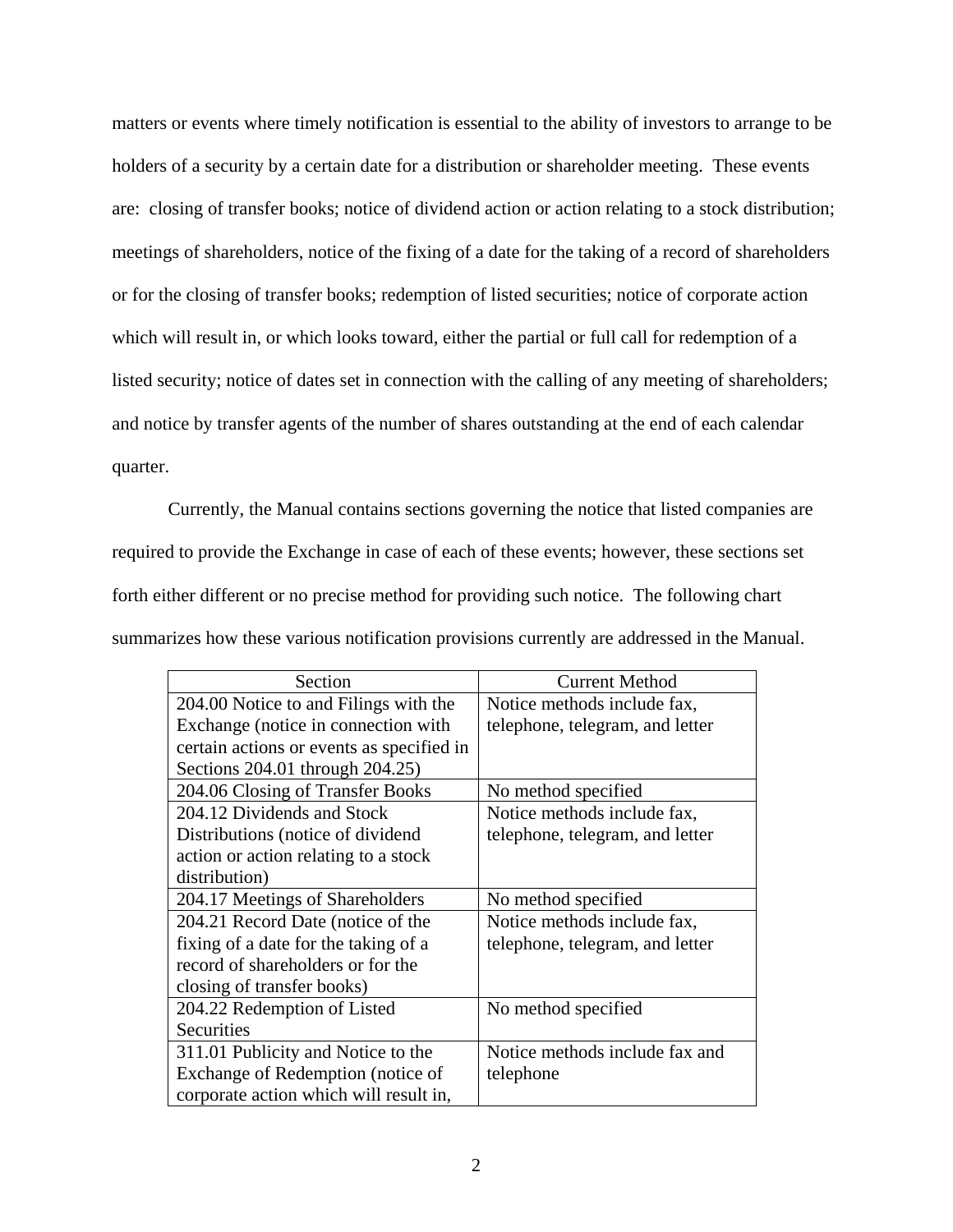matters or events where timely notification is essential to the ability of investors to arrange to be holders of a security by a certain date for a distribution or shareholder meeting. These events are: closing of transfer books; notice of dividend action or action relating to a stock distribution; meetings of shareholders, notice of the fixing of a date for the taking of a record of shareholders or for the closing of transfer books; redemption of listed securities; notice of corporate action which will result in, or which looks toward, either the partial or full call for redemption of a listed security; notice of dates set in connection with the calling of any meeting of shareholders; and notice by transfer agents of the number of shares outstanding at the end of each calendar quarter.

Currently, the Manual contains sections governing the notice that listed companies are required to provide the Exchange in case of each of these events; however, these sections set forth either different or no precise method for providing such notice. The following chart summarizes how these various notification provisions currently are addressed in the Manual.

| Section | Current Method |
| --- | --- |
| 204.00 Notice to and Filings with the Exchange (notice in connection with certain actions or events as specified in Sections 204.01 through 204.25) | Notice methods include fax, telephone, telegram, and letter |
| 204.06 Closing of Transfer Books | No method specified |
| 204.12 Dividends and Stock Distributions (notice of dividend action or action relating to a stock distribution) | Notice methods include fax, telephone, telegram, and letter |
| 204.17 Meetings of Shareholders | No method specified |
| 204.21 Record Date (notice of the fixing of a date for the taking of a record of shareholders or for the closing of transfer books) | Notice methods include fax, telephone, telegram, and letter |
| 204.22 Redemption of Listed Securities | No method specified |
| 311.01 Publicity and Notice to the Exchange of Redemption (notice of corporate action which will result in, | Notice methods include fax and telephone |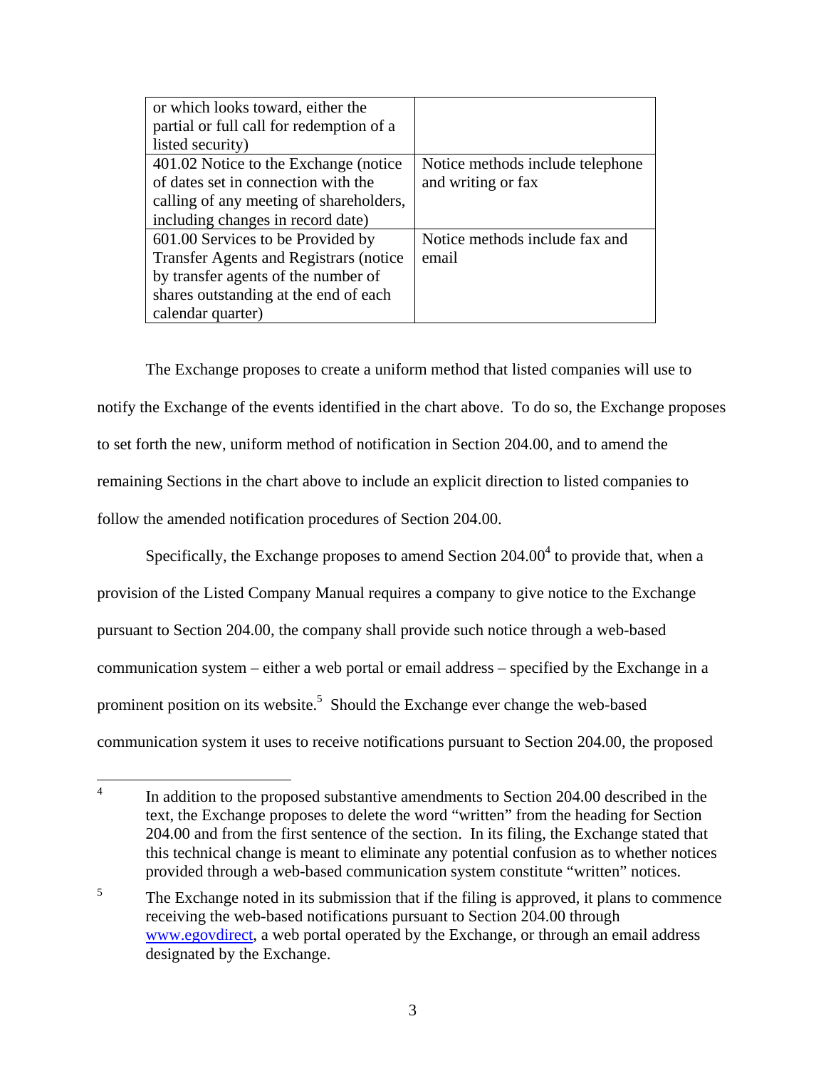| | |
|---|---|
| or which looks toward, either the partial or full call for redemption of a listed security) | |
| 401.02 Notice to the Exchange (notice of dates set in connection with the calling of any meeting of shareholders, including changes in record date) | Notice methods include telephone and writing or fax |
| 601.00 Services to be Provided by Transfer Agents and Registrars (notice by transfer agents of the number of shares outstanding at the end of each calendar quarter) | Notice methods include fax and email |

The Exchange proposes to create a uniform method that listed companies will use to notify the Exchange of the events identified in the chart above. To do so, the Exchange proposes to set forth the new, uniform method of notification in Section 204.00, and to amend the remaining Sections in the chart above to include an explicit direction to listed companies to follow the amended notification procedures of Section 204.00.

Specifically, the Exchange proposes to amend Section 204.00[4] to provide that, when a provision of the Listed Company Manual requires a company to give notice to the Exchange pursuant to Section 204.00, the company shall provide such notice through a web-based communication system – either a web portal or email address – specified by the Exchange in a prominent position on its website.[5] Should the Exchange ever change the web-based communication system it uses to receive notifications pursuant to Section 204.00, the proposed

---

[4] In addition to the proposed substantive amendments to Section 204.00 described in the text, the Exchange proposes to delete the word "written" from the heading for Section 204.00 and from the first sentence of the section. In its filing, the Exchange stated that this technical change is meant to eliminate any potential confusion as to whether notices provided through a web-based communication system constitute "written" notices.

[5] The Exchange noted in its submission that if the filing is approved, it plans to commence receiving the web-based notifications pursuant to Section 204.00 through www.egovdirect, a web portal operated by the Exchange, or through an email address designated by the Exchange.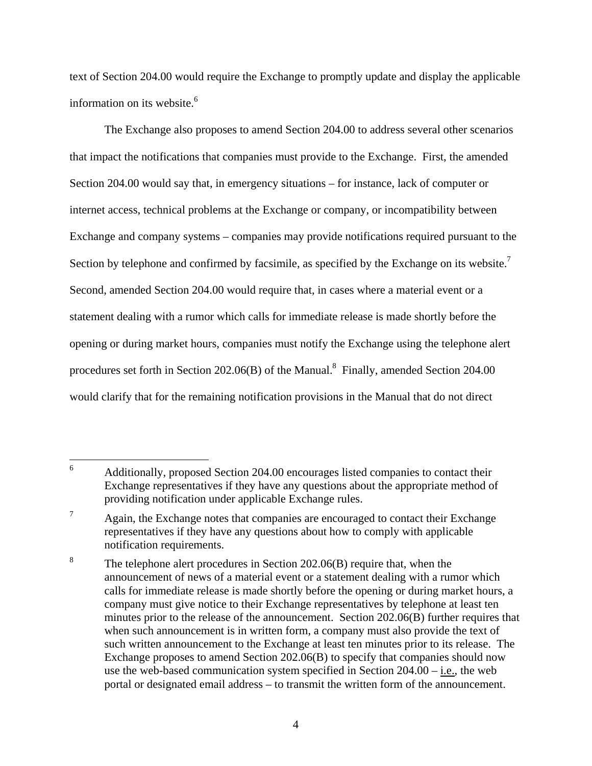text of Section 204.00 would require the Exchange to promptly update and display the applicable information on its website.[6]

The Exchange also proposes to amend Section 204.00 to address several other scenarios that impact the notifications that companies must provide to the Exchange. First, the amended Section 204.00 would say that, in emergency situations – for instance, lack of computer or internet access, technical problems at the Exchange or company, or incompatibility between Exchange and company systems – companies may provide notifications required pursuant to the Section by telephone and confirmed by facsimile, as specified by the Exchange on its website.[7] Second, amended Section 204.00 would require that, in cases where a material event or a statement dealing with a rumor which calls for immediate release is made shortly before the opening or during market hours, companies must notify the Exchange using the telephone alert procedures set forth in Section 202.06(B) of the Manual.[8] Finally, amended Section 204.00 would clarify that for the remaining notification provisions in the Manual that do not direct

---

[6] Additionally, proposed Section 204.00 encourages listed companies to contact their Exchange representatives if they have any questions about the appropriate method of providing notification under applicable Exchange rules.

[7] Again, the Exchange notes that companies are encouraged to contact their Exchange representatives if they have any questions about how to comply with applicable notification requirements.

[8] The telephone alert procedures in Section 202.06(B) require that, when the announcement of news of a material event or a statement dealing with a rumor which calls for immediate release is made shortly before the opening or during market hours, a company must give notice to their Exchange representatives by telephone at least ten minutes prior to the release of the announcement. Section 202.06(B) further requires that when such announcement is in written form, a company must also provide the text of such written announcement to the Exchange at least ten minutes prior to its release. The Exchange proposes to amend Section 202.06(B) to specify that companies should now use the web-based communication system specified in Section 204.00 – i.e., the web portal or designated email address – to transmit the written form of the announcement.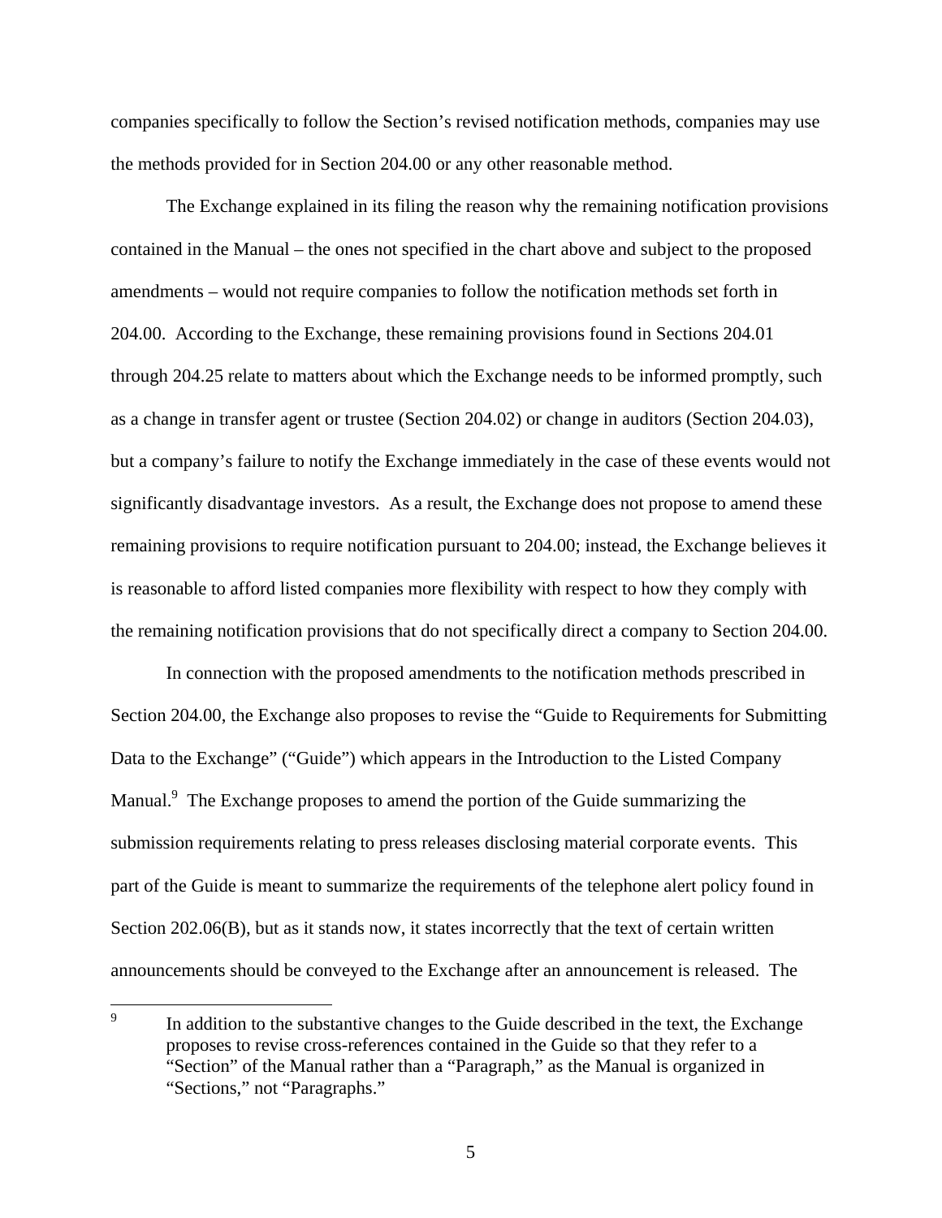companies specifically to follow the Section's revised notification methods, companies may use the methods provided for in Section 204.00 or any other reasonable method.

The Exchange explained in its filing the reason why the remaining notification provisions contained in the Manual – the ones not specified in the chart above and subject to the proposed amendments – would not require companies to follow the notification methods set forth in 204.00. According to the Exchange, these remaining provisions found in Sections 204.01 through 204.25 relate to matters about which the Exchange needs to be informed promptly, such as a change in transfer agent or trustee (Section 204.02) or change in auditors (Section 204.03), but a company's failure to notify the Exchange immediately in the case of these events would not significantly disadvantage investors. As a result, the Exchange does not propose to amend these remaining provisions to require notification pursuant to 204.00; instead, the Exchange believes it is reasonable to afford listed companies more flexibility with respect to how they comply with the remaining notification provisions that do not specifically direct a company to Section 204.00.

In connection with the proposed amendments to the notification methods prescribed in Section 204.00, the Exchange also proposes to revise the "Guide to Requirements for Submitting Data to the Exchange" ("Guide") which appears in the Introduction to the Listed Company Manual.[9] The Exchange proposes to amend the portion of the Guide summarizing the submission requirements relating to press releases disclosing material corporate events. This part of the Guide is meant to summarize the requirements of the telephone alert policy found in Section 202.06(B), but as it stands now, it states incorrectly that the text of certain written announcements should be conveyed to the Exchange after an announcement is released. The

[9] In addition to the substantive changes to the Guide described in the text, the Exchange proposes to revise cross-references contained in the Guide so that they refer to a "Section" of the Manual rather than a "Paragraph," as the Manual is organized in "Sections," not "Paragraphs."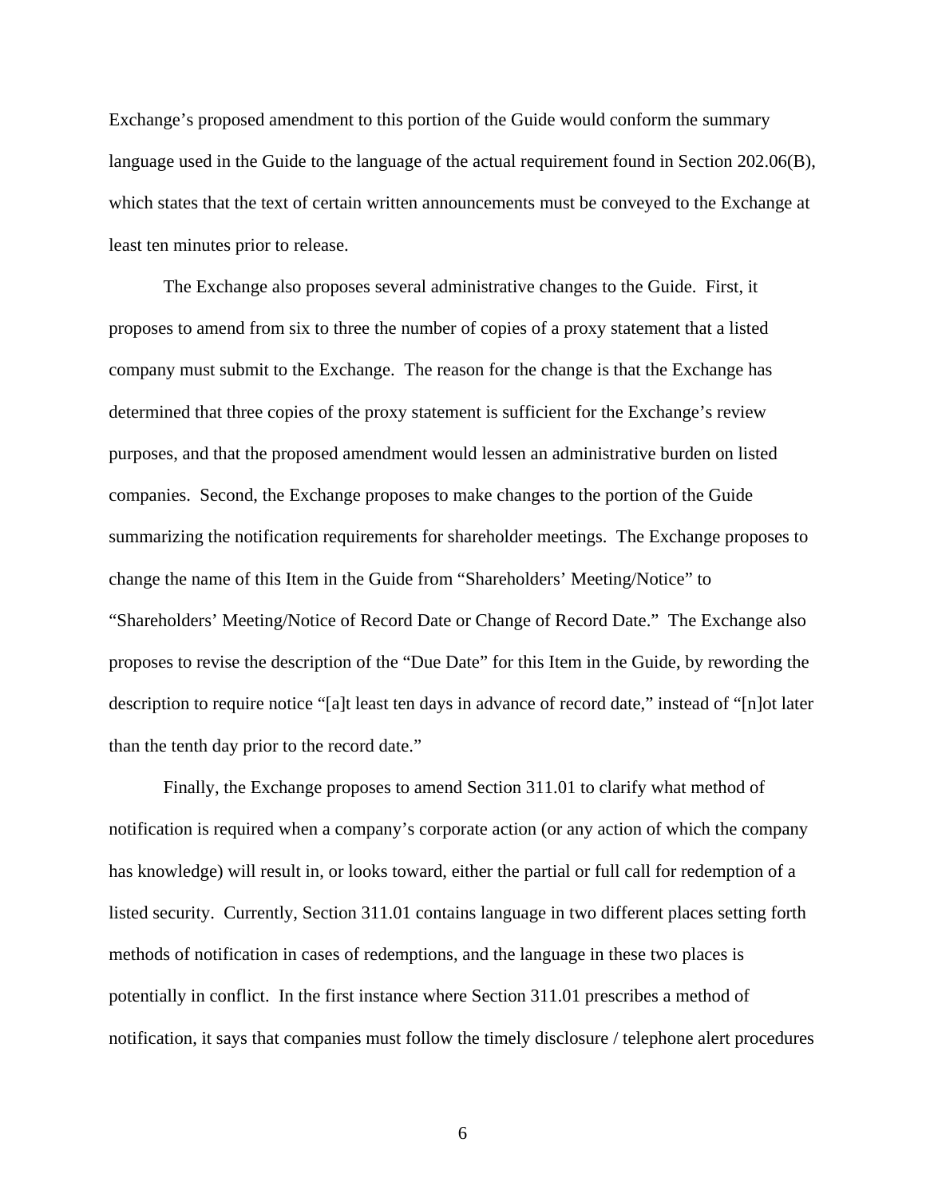Exchange's proposed amendment to this portion of the Guide would conform the summary language used in the Guide to the language of the actual requirement found in Section 202.06(B), which states that the text of certain written announcements must be conveyed to the Exchange at least ten minutes prior to release.

The Exchange also proposes several administrative changes to the Guide. First, it proposes to amend from six to three the number of copies of a proxy statement that a listed company must submit to the Exchange. The reason for the change is that the Exchange has determined that three copies of the proxy statement is sufficient for the Exchange's review purposes, and that the proposed amendment would lessen an administrative burden on listed companies. Second, the Exchange proposes to make changes to the portion of the Guide summarizing the notification requirements for shareholder meetings. The Exchange proposes to change the name of this Item in the Guide from "Shareholders' Meeting/Notice" to "Shareholders' Meeting/Notice of Record Date or Change of Record Date." The Exchange also proposes to revise the description of the "Due Date" for this Item in the Guide, by rewording the description to require notice "[a]t least ten days in advance of record date," instead of "[n]ot later than the tenth day prior to the record date."

Finally, the Exchange proposes to amend Section 311.01 to clarify what method of notification is required when a company's corporate action (or any action of which the company has knowledge) will result in, or looks toward, either the partial or full call for redemption of a listed security. Currently, Section 311.01 contains language in two different places setting forth methods of notification in cases of redemptions, and the language in these two places is potentially in conflict. In the first instance where Section 311.01 prescribes a method of notification, it says that companies must follow the timely disclosure / telephone alert procedures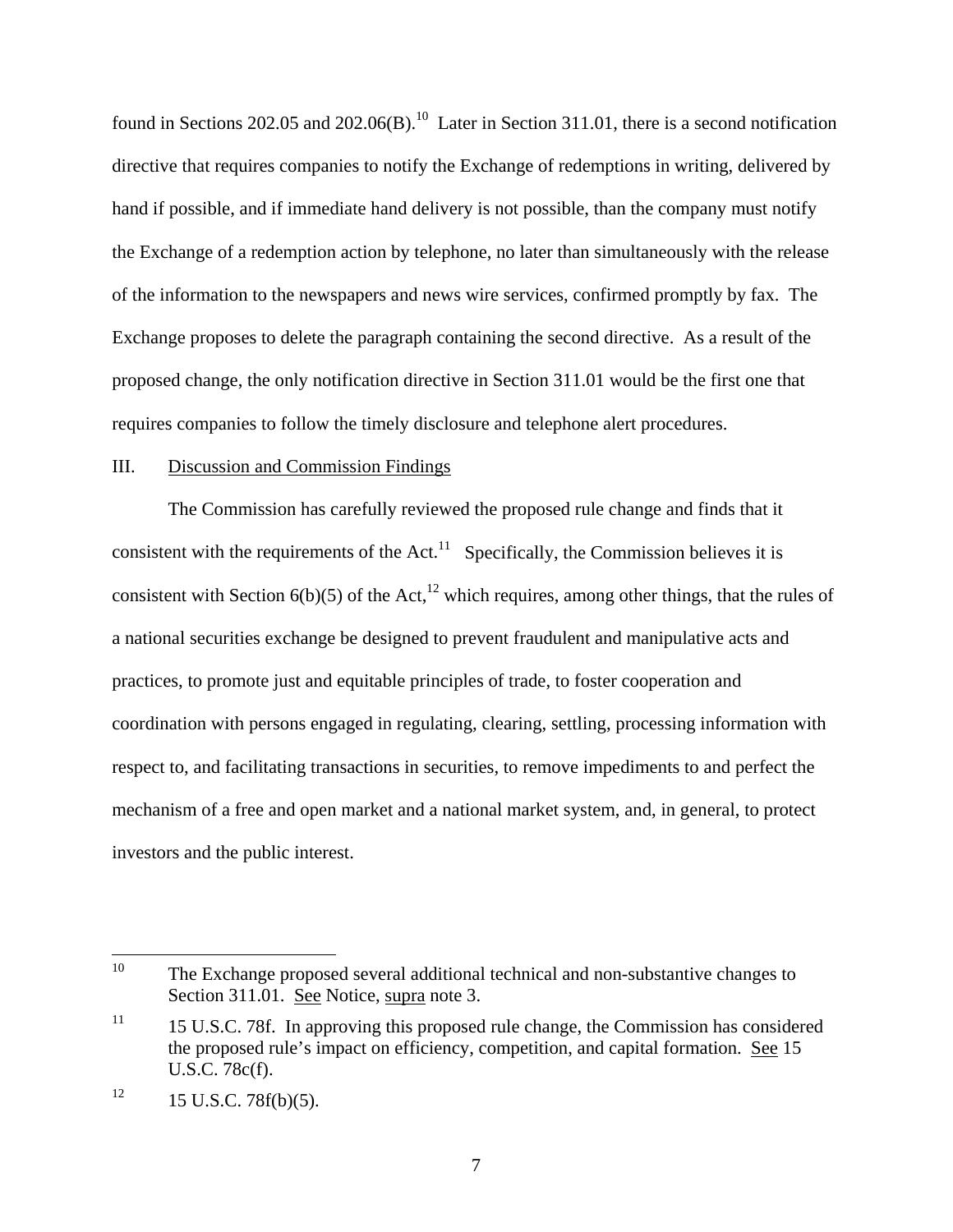found in Sections 202.05 and 202.06(B).[10] Later in Section 311.01, there is a second notification directive that requires companies to notify the Exchange of redemptions in writing, delivered by hand if possible, and if immediate hand delivery is not possible, than the company must notify the Exchange of a redemption action by telephone, no later than simultaneously with the release of the information to the newspapers and news wire services, confirmed promptly by fax. The Exchange proposes to delete the paragraph containing the second directive. As a result of the proposed change, the only notification directive in Section 311.01 would be the first one that requires companies to follow the timely disclosure and telephone alert procedures.

## III. Discussion and Commission Findings

The Commission has carefully reviewed the proposed rule change and finds that it consistent with the requirements of the Act.[11] Specifically, the Commission believes it is consistent with Section 6(b)(5) of the Act,[12] which requires, among other things, that the rules of a national securities exchange be designed to prevent fraudulent and manipulative acts and practices, to promote just and equitable principles of trade, to foster cooperation and coordination with persons engaged in regulating, clearing, settling, processing information with respect to, and facilitating transactions in securities, to remove impediments to and perfect the mechanism of a free and open market and a national market system, and, in general, to protect investors and the public interest.

---

[10] The Exchange proposed several additional technical and non-substantive changes to Section 311.01. See Notice, supra note 3.

[11] 15 U.S.C. 78f. In approving this proposed rule change, the Commission has considered the proposed rule's impact on efficiency, competition, and capital formation. See 15 U.S.C. 78c(f).

[12] 15 U.S.C. 78f(b)(5).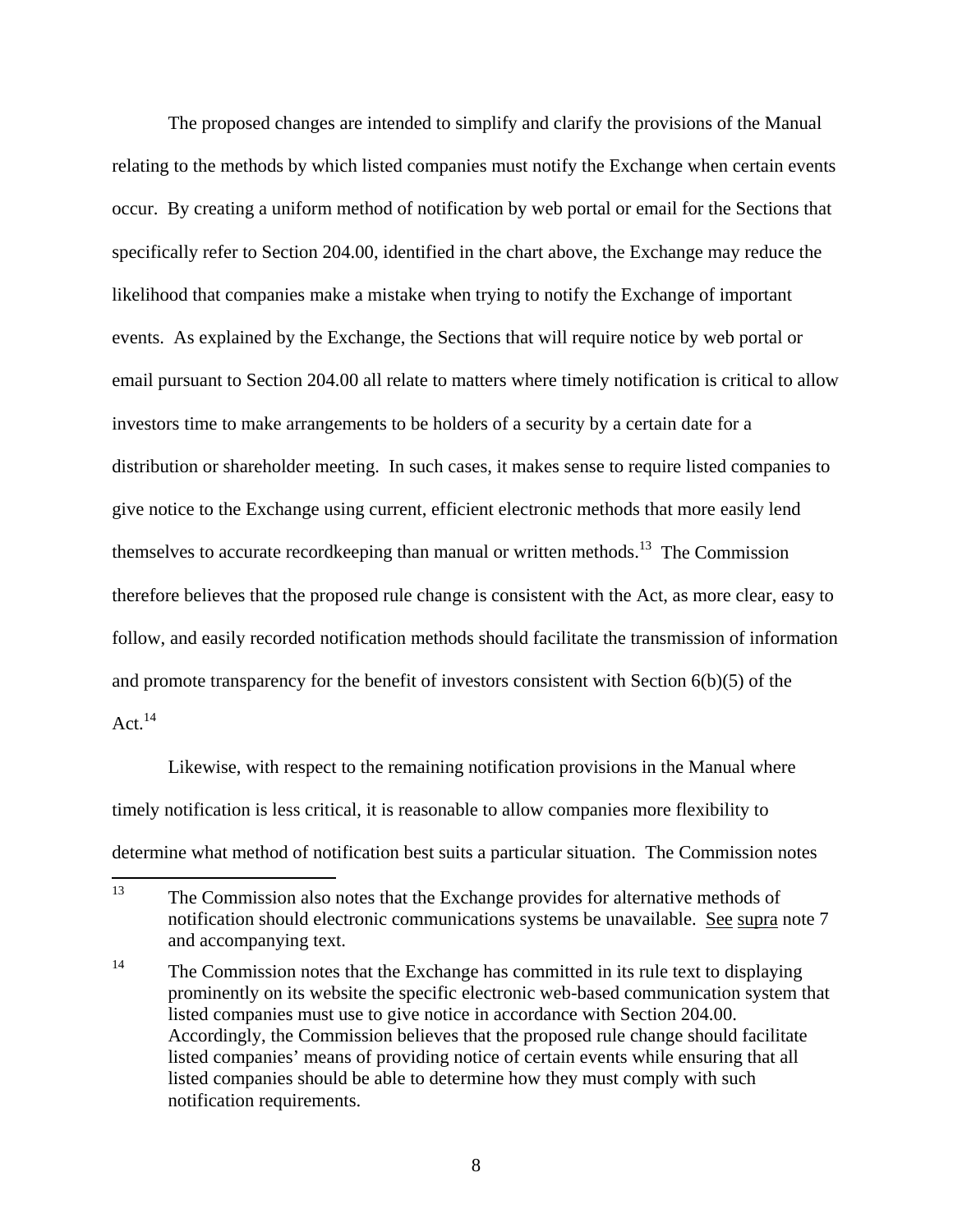The proposed changes are intended to simplify and clarify the provisions of the Manual relating to the methods by which listed companies must notify the Exchange when certain events occur. By creating a uniform method of notification by web portal or email for the Sections that specifically refer to Section 204.00, identified in the chart above, the Exchange may reduce the likelihood that companies make a mistake when trying to notify the Exchange of important events. As explained by the Exchange, the Sections that will require notice by web portal or email pursuant to Section 204.00 all relate to matters where timely notification is critical to allow investors time to make arrangements to be holders of a security by a certain date for a distribution or shareholder meeting. In such cases, it makes sense to require listed companies to give notice to the Exchange using current, efficient electronic methods that more easily lend themselves to accurate recordkeeping than manual or written methods.[13] The Commission therefore believes that the proposed rule change is consistent with the Act, as more clear, easy to follow, and easily recorded notification methods should facilitate the transmission of information and promote transparency for the benefit of investors consistent with Section 6(b)(5) of the Act.[14]

Likewise, with respect to the remaining notification provisions in the Manual where timely notification is less critical, it is reasonable to allow companies more flexibility to determine what method of notification best suits a particular situation. The Commission notes

---

[13] The Commission also notes that the Exchange provides for alternative methods of notification should electronic communications systems be unavailable. See supra note 7 and accompanying text.

[14] The Commission notes that the Exchange has committed in its rule text to displaying prominently on its website the specific electronic web-based communication system that listed companies must use to give notice in accordance with Section 204.00. Accordingly, the Commission believes that the proposed rule change should facilitate listed companies' means of providing notice of certain events while ensuring that all listed companies should be able to determine how they must comply with such notification requirements.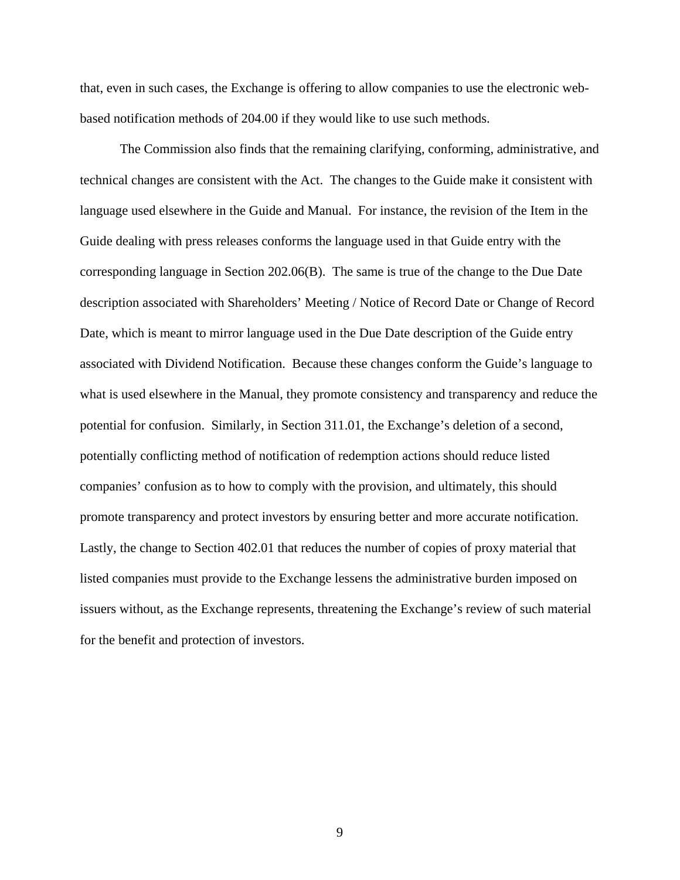that, even in such cases, the Exchange is offering to allow companies to use the electronic web-based notification methods of 204.00 if they would like to use such methods.

The Commission also finds that the remaining clarifying, conforming, administrative, and technical changes are consistent with the Act. The changes to the Guide make it consistent with language used elsewhere in the Guide and Manual. For instance, the revision of the Item in the Guide dealing with press releases conforms the language used in that Guide entry with the corresponding language in Section 202.06(B). The same is true of the change to the Due Date description associated with Shareholders' Meeting / Notice of Record Date or Change of Record Date, which is meant to mirror language used in the Due Date description of the Guide entry associated with Dividend Notification. Because these changes conform the Guide's language to what is used elsewhere in the Manual, they promote consistency and transparency and reduce the potential for confusion. Similarly, in Section 311.01, the Exchange's deletion of a second, potentially conflicting method of notification of redemption actions should reduce listed companies' confusion as to how to comply with the provision, and ultimately, this should promote transparency and protect investors by ensuring better and more accurate notification. Lastly, the change to Section 402.01 that reduces the number of copies of proxy material that listed companies must provide to the Exchange lessens the administrative burden imposed on issuers without, as the Exchange represents, threatening the Exchange's review of such material for the benefit and protection of investors.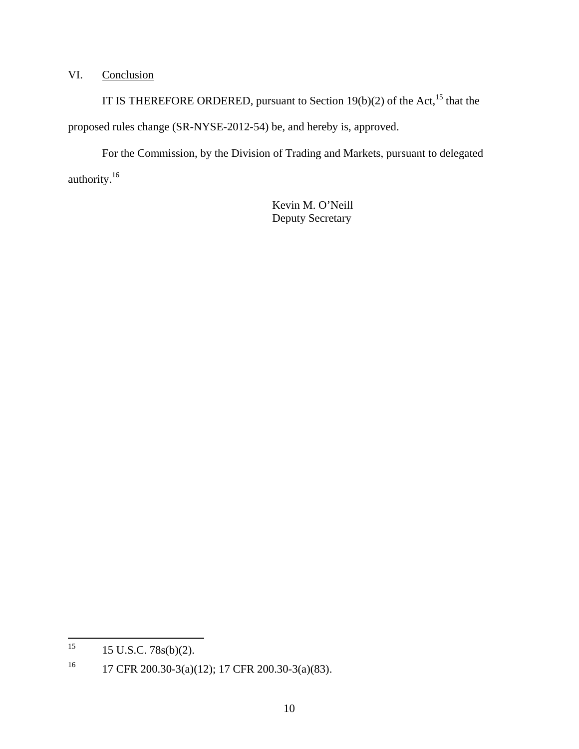VI. Conclusion

IT IS THEREFORE ORDERED, pursuant to Section 19(b)(2) of the Act,[15] that the proposed rules change (SR-NYSE-2012-54) be, and hereby is, approved.

For the Commission, by the Division of Trading and Markets, pursuant to delegated authority.[16]

Kevin M. O'Neill
Deputy Secretary

---

[15] 15 U.S.C. 78s(b)(2).

[16] 17 CFR 200.30-3(a)(12); 17 CFR 200.30-3(a)(83).